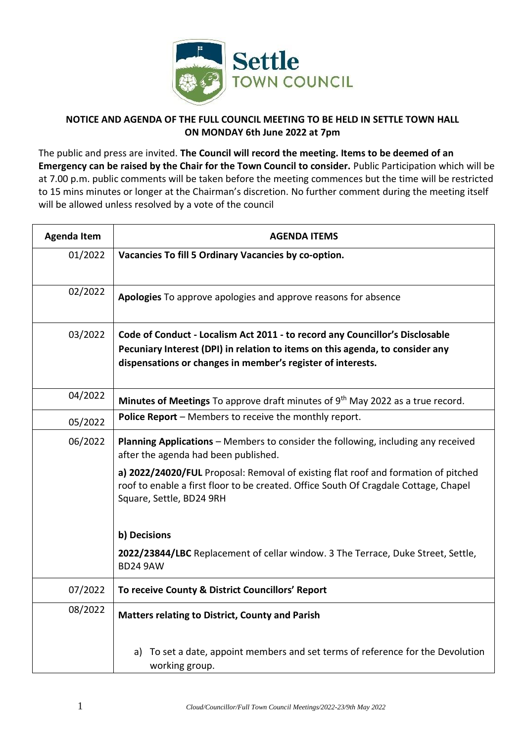**Settle TOWN COUNCIL**

**NOTICE AND AGENDA OF THE FULL COUNCIL MEETING TO BE HELD IN SETTLE TOWN HALL ON MONDAY 6th June 2022 at 7pm**

The public and press are invited. **The Council will record the meeting. Items to be deemed of an Emergency can be raised by the Chair for the Town Council to consider.** Public Participation which will be at 7.00 p.m. public comments will be taken before the meeting commences but the time will be restricted to 15 mins minutes or longer at the Chairman's discretion. No further comment during the meeting itself will be allowed unless resolved by a vote of the council

| Agenda Item | AGENDA ITEMS |
|---|---|
| 01/2022 | **Vacancies To fill 5 Ordinary Vacancies by co-option.** |
| 02/2022 | **Apologies** To approve apologies and approve reasons for absence |
| 03/2022 | **Code of Conduct - Localism Act 2011 - to record any Councillor's Disclosable Pecuniary Interest (DPI) in relation to items on this agenda, to consider any dispensations or changes in member's register of interests.** |
| 04/2022 | **Minutes of Meetings** To approve draft minutes of 9th May 2022 as a true record. |
| 05/2022 | **Police Report** – Members to receive the monthly report. |
| 06/2022 | **Planning Applications** – Members to consider the following, including any received after the agenda had been published.<br><br>**a) 2022/24020/FUL** Proposal: Removal of existing flat roof and formation of pitched roof to enable a first floor to be created. Office South Of Cragdale Cottage, Chapel Square, Settle, BD24 9RH<br><br>**b) Decisions**<br><br>**2022/23844/LBC** Replacement of cellar window. 3 The Terrace, Duke Street, Settle, BD24 9AW |
| 07/2022 | **To receive County & District Councillors' Report** |
| 08/2022 | **Matters relating to District, County and Parish**<br><br>a) To set a date, appoint members and set terms of reference for the Devolution working group. |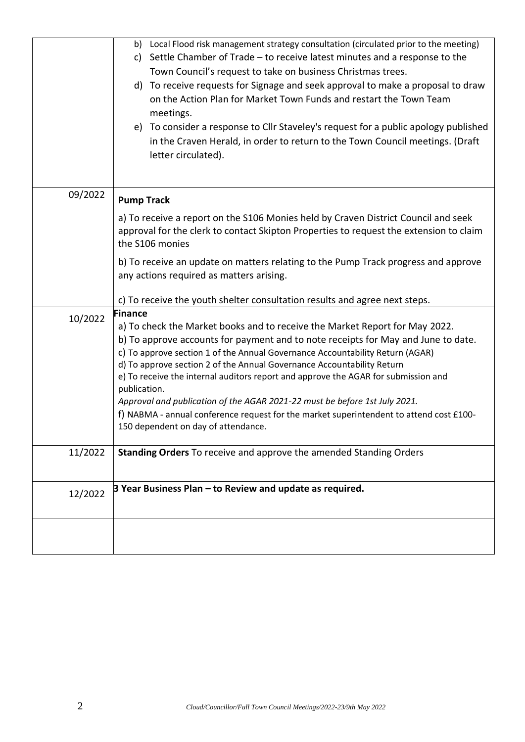| | |
|---|---|
| | b) Local Flood risk management strategy consultation (circulated prior to the meeting)<br>c) Settle Chamber of Trade – to receive latest minutes and a response to the Town Council's request to take on business Christmas trees.<br>d) To receive requests for Signage and seek approval to make a proposal to draw on the Action Plan for Market Town Funds and restart the Town Team meetings.<br>e) To consider a response to Cllr Staveley's request for a public apology published in the Craven Herald, in order to return to the Town Council meetings. (Draft letter circulated). |
| 09/2022 | **Pump Track**<br>a) To receive a report on the S106 Monies held by Craven District Council and seek approval for the clerk to contact Skipton Properties to request the extension to claim the S106 monies<br>b) To receive an update on matters relating to the Pump Track progress and approve any actions required as matters arising.<br>c) To receive the youth shelter consultation results and agree next steps. |
| 10/2022 | **Finance**<br>a) To check the Market books and to receive the Market Report for May 2022.<br>b) To approve accounts for payment and to note receipts for May and June to date.<br>c) To approve section 1 of the Annual Governance Accountability Return (AGAR)<br>d) To approve section 2 of the Annual Governance Accountability Return<br>e) To receive the internal auditors report and approve the AGAR for submission and publication.<br>*Approval and publication of the AGAR 2021-22 must be before 1st July 2021.*<br>f) NABMA - annual conference request for the market superintendent to attend cost £100-150 dependent on day of attendance. |
| 11/2022 | **Standing Orders** To receive and approve the amended Standing Orders |
| 12/2022 | **3 Year Business Plan – to Review and update as required.** |
| | |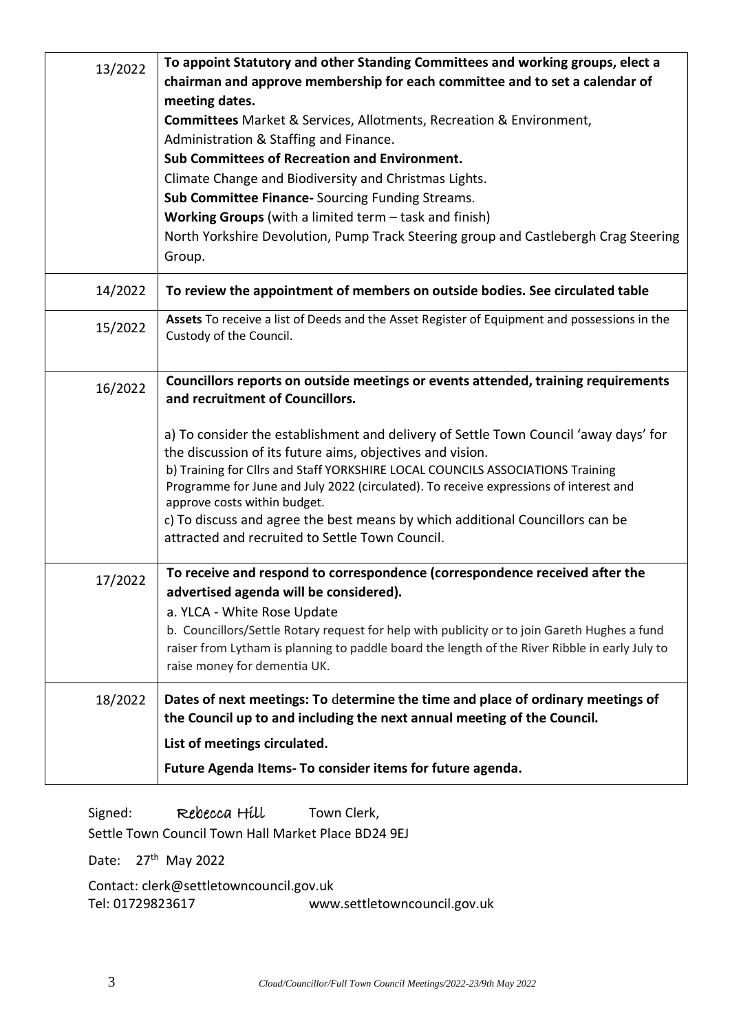| | |
|---|---|
| 13/2022 | **To appoint Statutory and other Standing Committees and working groups, elect a chairman and approve membership for each committee and to set a calendar of meeting dates.**<br>**Committees** Market & Services, Allotments, Recreation & Environment, Administration & Staffing and Finance.<br>**Sub Committees of Recreation and Environment.**<br>Climate Change and Biodiversity and Christmas Lights.<br>**Sub Committee Finance-** Sourcing Funding Streams.<br>**Working Groups** (with a limited term – task and finish)<br>North Yorkshire Devolution, Pump Track Steering group and Castlebergh Crag Steering Group. |
| 14/2022 | **To review the appointment of members on outside bodies. See circulated table** |
| 15/2022 | **Assets** To receive a list of Deeds and the Asset Register of Equipment and possessions in the Custody of the Council. |
| 16/2022 | **Councillors reports on outside meetings or events attended, training requirements and recruitment of Councillors.**<br><br>a) To consider the establishment and delivery of Settle Town Council 'away days' for the discussion of its future aims, objectives and vision.<br>b) Training for Cllrs and Staff YORKSHIRE LOCAL COUNCILS ASSOCIATIONS Training Programme for June and July 2022 (circulated). To receive expressions of interest and approve costs within budget.<br>c) To discuss and agree the best means by which additional Councillors can be attracted and recruited to Settle Town Council. |
| 17/2022 | **To receive and respond to correspondence (correspondence received after the advertised agenda will be considered).**<br>a. YLCA - White Rose Update<br>b. Councillors/Settle Rotary request for help with publicity or to join Gareth Hughes a fund raiser from Lytham is planning to paddle board the length of the River Ribble in early July to raise money for dementia UK. |
| 18/2022 | **Dates of next meetings: To determine the time and place of ordinary meetings of the Council up to and including the next annual meeting of the Council.**<br>**List of meetings circulated.**<br>**Future Agenda Items- To consider items for future agenda.** |

Signed: Rebecca Hill Town Clerk,
Settle Town Council Town Hall Market Place BD24 9EJ

Date: 27th May 2022

Contact: clerk@settletowncouncil.gov.uk
Tel: 01729823617 www.settletowncouncil.gov.uk